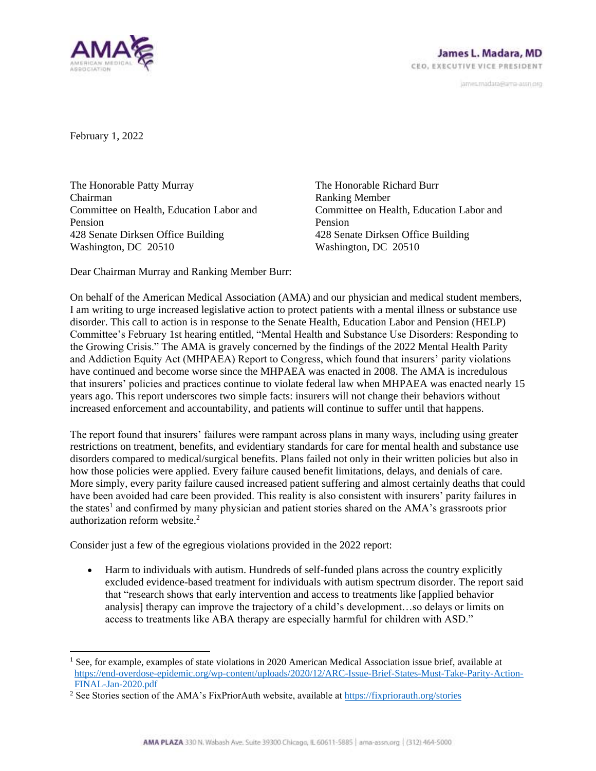**James L. Madara, MD**
CEO, EXECUTIVE VICE PRESIDENT

james.madara@ama-assn.org

February 1, 2022

The Honorable Patty Murray
Chairman
Committee on Health, Education Labor and Pension
428 Senate Dirksen Office Building
Washington, DC 20510

The Honorable Richard Burr
Ranking Member
Committee on Health, Education Labor and Pension
428 Senate Dirksen Office Building
Washington, DC 20510

Dear Chairman Murray and Ranking Member Burr:

On behalf of the American Medical Association (AMA) and our physician and medical student members, I am writing to urge increased legislative action to protect patients with a mental illness or substance use disorder. This call to action is in response to the Senate Health, Education Labor and Pension (HELP) Committee's February 1st hearing entitled, "Mental Health and Substance Use Disorders: Responding to the Growing Crisis." The AMA is gravely concerned by the findings of the 2022 Mental Health Parity and Addiction Equity Act (MHPAEA) Report to Congress, which found that insurers' parity violations have continued and become worse since the MHPAEA was enacted in 2008. The AMA is incredulous that insurers' policies and practices continue to violate federal law when MHPAEA was enacted nearly 15 years ago. This report underscores two simple facts: insurers will not change their behaviors without increased enforcement and accountability, and patients will continue to suffer until that happens.

The report found that insurers' failures were rampant across plans in many ways, including using greater restrictions on treatment, benefits, and evidentiary standards for care for mental health and substance use disorders compared to medical/surgical benefits. Plans failed not only in their written policies but also in how those policies were applied. Every failure caused benefit limitations, delays, and denials of care. More simply, every parity failure caused increased patient suffering and almost certainly deaths that could have been avoided had care been provided. This reality is also consistent with insurers' parity failures in the states[1] and confirmed by many physician and patient stories shared on the AMA's grassroots prior authorization reform website.[2]

Consider just a few of the egregious violations provided in the 2022 report:

- Harm to individuals with autism. Hundreds of self-funded plans across the country explicitly excluded evidence-based treatment for individuals with autism spectrum disorder. The report said that "research shows that early intervention and access to treatments like [applied behavior analysis] therapy can improve the trajectory of a child's development…so delays or limits on access to treatments like ABA therapy are especially harmful for children with ASD."

[1] See, for example, examples of state violations in 2020 American Medical Association issue brief, available at https://end-overdose-epidemic.org/wp-content/uploads/2020/12/ARC-Issue-Brief-States-Must-Take-Parity-Action-FINAL-Jan-2020.pdf

[2] See Stories section of the AMA's FixPriorAuth website, available at https://fixpriorauth.org/stories

AMA PLAZA 330 N. Wabash Ave. Suite 39300 Chicago, IL 60611-5885 | ama-assn.org | (312) 464-5000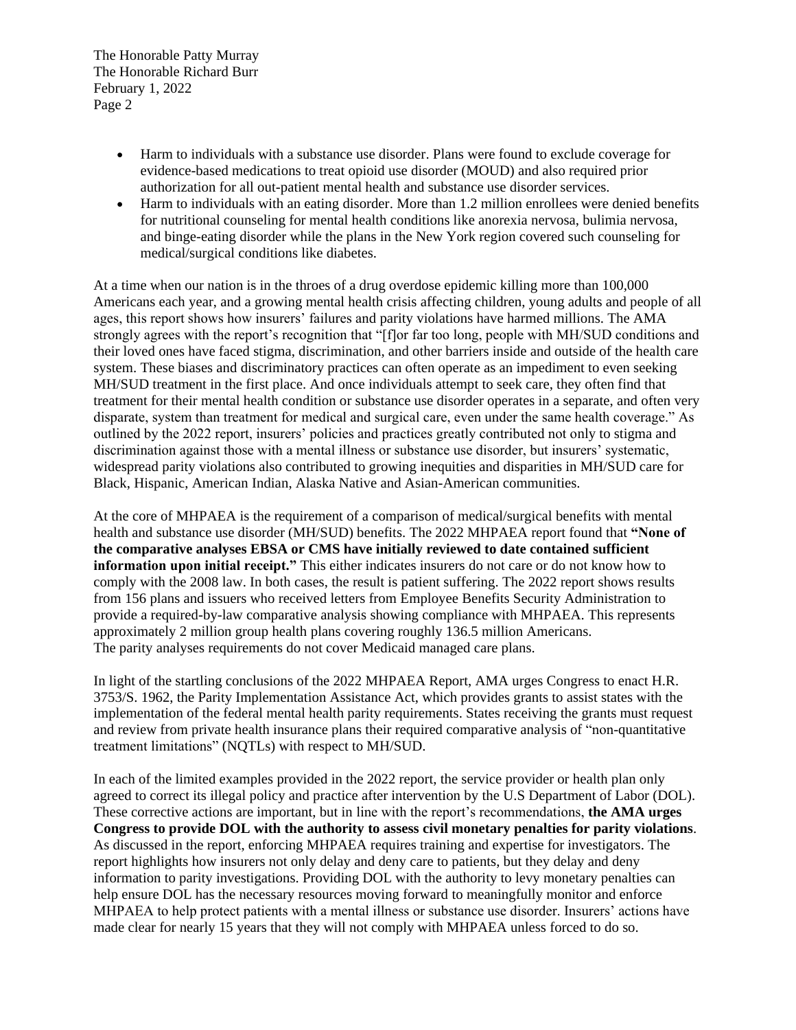- Harm to individuals with a substance use disorder. Plans were found to exclude coverage for evidence-based medications to treat opioid use disorder (MOUD) and also required prior authorization for all out-patient mental health and substance use disorder services.
- Harm to individuals with an eating disorder. More than 1.2 million enrollees were denied benefits for nutritional counseling for mental health conditions like anorexia nervosa, bulimia nervosa, and binge-eating disorder while the plans in the New York region covered such counseling for medical/surgical conditions like diabetes.

At a time when our nation is in the throes of a drug overdose epidemic killing more than 100,000 Americans each year, and a growing mental health crisis affecting children, young adults and people of all ages, this report shows how insurers' failures and parity violations have harmed millions. The AMA strongly agrees with the report's recognition that "[f]or far too long, people with MH/SUD conditions and their loved ones have faced stigma, discrimination, and other barriers inside and outside of the health care system. These biases and discriminatory practices can often operate as an impediment to even seeking MH/SUD treatment in the first place. And once individuals attempt to seek care, they often find that treatment for their mental health condition or substance use disorder operates in a separate, and often very disparate, system than treatment for medical and surgical care, even under the same health coverage." As outlined by the 2022 report, insurers' policies and practices greatly contributed not only to stigma and discrimination against those with a mental illness or substance use disorder, but insurers' systematic, widespread parity violations also contributed to growing inequities and disparities in MH/SUD care for Black, Hispanic, American Indian, Alaska Native and Asian-American communities.

At the core of MHPAEA is the requirement of a comparison of medical/surgical benefits with mental health and substance use disorder (MH/SUD) benefits. The 2022 MHPAEA report found that **"None of the comparative analyses EBSA or CMS have initially reviewed to date contained sufficient information upon initial receipt."** This either indicates insurers do not care or do not know how to comply with the 2008 law. In both cases, the result is patient suffering. The 2022 report shows results from 156 plans and issuers who received letters from Employee Benefits Security Administration to provide a required-by-law comparative analysis showing compliance with MHPAEA. This represents approximately 2 million group health plans covering roughly 136.5 million Americans. The parity analyses requirements do not cover Medicaid managed care plans.

In light of the startling conclusions of the 2022 MHPAEA Report, AMA urges Congress to enact H.R. 3753/S. 1962, the Parity Implementation Assistance Act, which provides grants to assist states with the implementation of the federal mental health parity requirements. States receiving the grants must request and review from private health insurance plans their required comparative analysis of "non-quantitative treatment limitations" (NQTLs) with respect to MH/SUD.

In each of the limited examples provided in the 2022 report, the service provider or health plan only agreed to correct its illegal policy and practice after intervention by the U.S Department of Labor (DOL). These corrective actions are important, but in line with the report's recommendations, **the AMA urges Congress to provide DOL with the authority to assess civil monetary penalties for parity violations**. As discussed in the report, enforcing MHPAEA requires training and expertise for investigators. The report highlights how insurers not only delay and deny care to patients, but they delay and deny information to parity investigations. Providing DOL with the authority to levy monetary penalties can help ensure DOL has the necessary resources moving forward to meaningfully monitor and enforce MHPAEA to help protect patients with a mental illness or substance use disorder. Insurers' actions have made clear for nearly 15 years that they will not comply with MHPAEA unless forced to do so.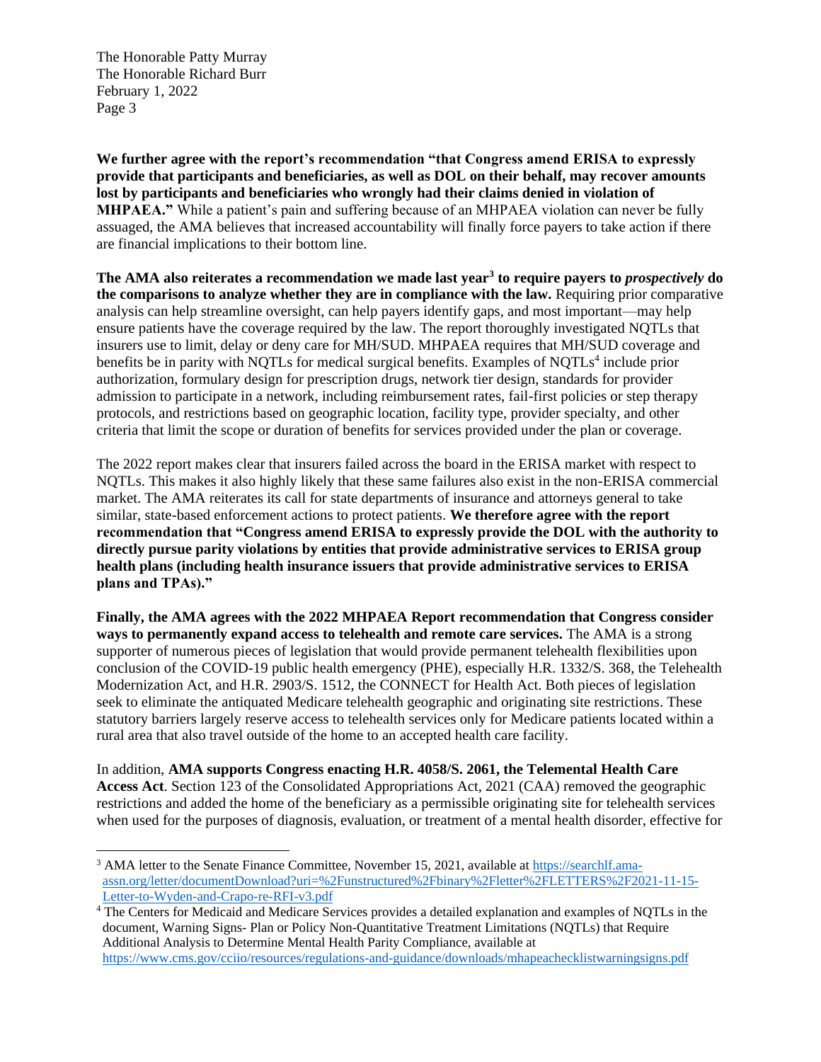**We further agree with the report's recommendation "that Congress amend ERISA to expressly provide that participants and beneficiaries, as well as DOL on their behalf, may recover amounts lost by participants and beneficiaries who wrongly had their claims denied in violation of MHPAEA."** While a patient's pain and suffering because of an MHPAEA violation can never be fully assuaged, the AMA believes that increased accountability will finally force payers to take action if there are financial implications to their bottom line.

**The AMA also reiterates a recommendation we made last year[3] to require payers to *prospectively* do the comparisons to analyze whether they are in compliance with the law.** Requiring prior comparative analysis can help streamline oversight, can help payers identify gaps, and most important—may help ensure patients have the coverage required by the law. The report thoroughly investigated NQTLs that insurers use to limit, delay or deny care for MH/SUD. MHPAEA requires that MH/SUD coverage and benefits be in parity with NQTLs for medical surgical benefits. Examples of NQTLs[4] include prior authorization, formulary design for prescription drugs, network tier design, standards for provider admission to participate in a network, including reimbursement rates, fail-first policies or step therapy protocols, and restrictions based on geographic location, facility type, provider specialty, and other criteria that limit the scope or duration of benefits for services provided under the plan or coverage.

The 2022 report makes clear that insurers failed across the board in the ERISA market with respect to NQTLs. This makes it also highly likely that these same failures also exist in the non-ERISA commercial market. The AMA reiterates its call for state departments of insurance and attorneys general to take similar, state-based enforcement actions to protect patients. **We therefore agree with the report recommendation that "Congress amend ERISA to expressly provide the DOL with the authority to directly pursue parity violations by entities that provide administrative services to ERISA group health plans (including health insurance issuers that provide administrative services to ERISA plans and TPAs)."**

**Finally, the AMA agrees with the 2022 MHPAEA Report recommendation that Congress consider ways to permanently expand access to telehealth and remote care services.** The AMA is a strong supporter of numerous pieces of legislation that would provide permanent telehealth flexibilities upon conclusion of the COVID-19 public health emergency (PHE), especially H.R. 1332/S. 368, the Telehealth Modernization Act, and H.R. 2903/S. 1512, the CONNECT for Health Act. Both pieces of legislation seek to eliminate the antiquated Medicare telehealth geographic and originating site restrictions. These statutory barriers largely reserve access to telehealth services only for Medicare patients located within a rural area that also travel outside of the home to an accepted health care facility.

In addition, **AMA supports Congress enacting H.R. 4058/S. 2061, the Telemental Health Care Access Act**. Section 123 of the Consolidated Appropriations Act, 2021 (CAA) removed the geographic restrictions and added the home of the beneficiary as a permissible originating site for telehealth services when used for the purposes of diagnosis, evaluation, or treatment of a mental health disorder, effective for

---

[3] AMA letter to the Senate Finance Committee, November 15, 2021, available at https://searchlf.ama-assn.org/letter/documentDownload?uri=%2Funstructured%2Fbinary%2Fletter%2FLETTERS%2F2021-11-15-Letter-to-Wyden-and-Crapo-re-RFI-v3.pdf

[4] The Centers for Medicaid and Medicare Services provides a detailed explanation and examples of NQTLs in the document, Warning Signs- Plan or Policy Non-Quantitative Treatment Limitations (NQTLs) that Require Additional Analysis to Determine Mental Health Parity Compliance, available at https://www.cms.gov/cciio/resources/regulations-and-guidance/downloads/mhapeachecklistwarningsigns.pdf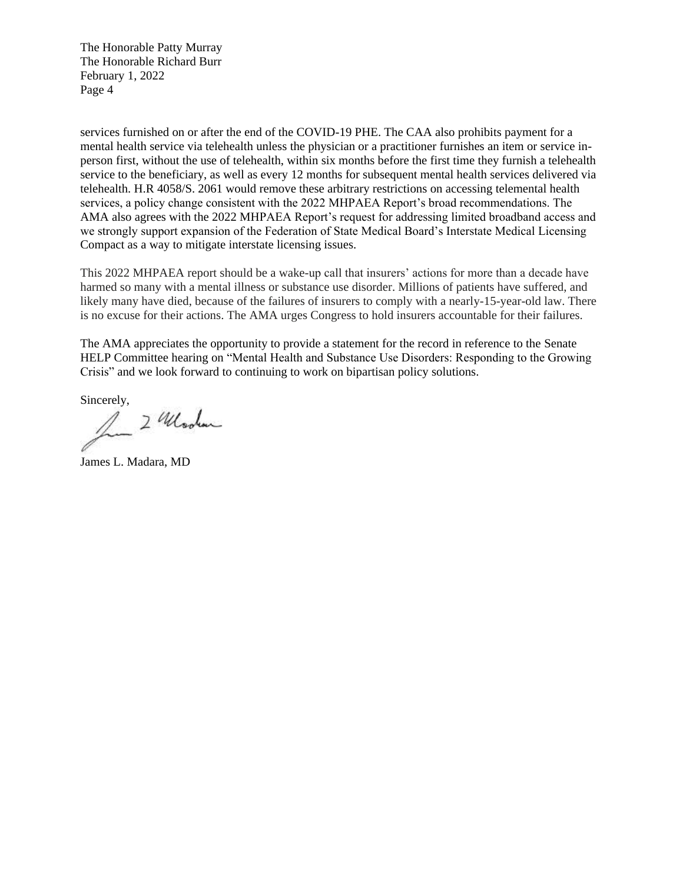services furnished on or after the end of the COVID-19 PHE. The CAA also prohibits payment for a mental health service via telehealth unless the physician or a practitioner furnishes an item or service in-person first, without the use of telehealth, within six months before the first time they furnish a telehealth service to the beneficiary, as well as every 12 months for subsequent mental health services delivered via telehealth. H.R 4058/S. 2061 would remove these arbitrary restrictions on accessing telemental health services, a policy change consistent with the 2022 MHPAEA Report's broad recommendations. The AMA also agrees with the 2022 MHPAEA Report's request for addressing limited broadband access and we strongly support expansion of the Federation of State Medical Board's Interstate Medical Licensing Compact as a way to mitigate interstate licensing issues.

This 2022 MHPAEA report should be a wake-up call that insurers' actions for more than a decade have harmed so many with a mental illness or substance use disorder. Millions of patients have suffered, and likely many have died, because of the failures of insurers to comply with a nearly-15-year-old law. There is no excuse for their actions. The AMA urges Congress to hold insurers accountable for their failures.

The AMA appreciates the opportunity to provide a statement for the record in reference to the Senate HELP Committee hearing on "Mental Health and Substance Use Disorders: Responding to the Growing Crisis" and we look forward to continuing to work on bipartisan policy solutions.

Sincerely,

James L. Madara, MD